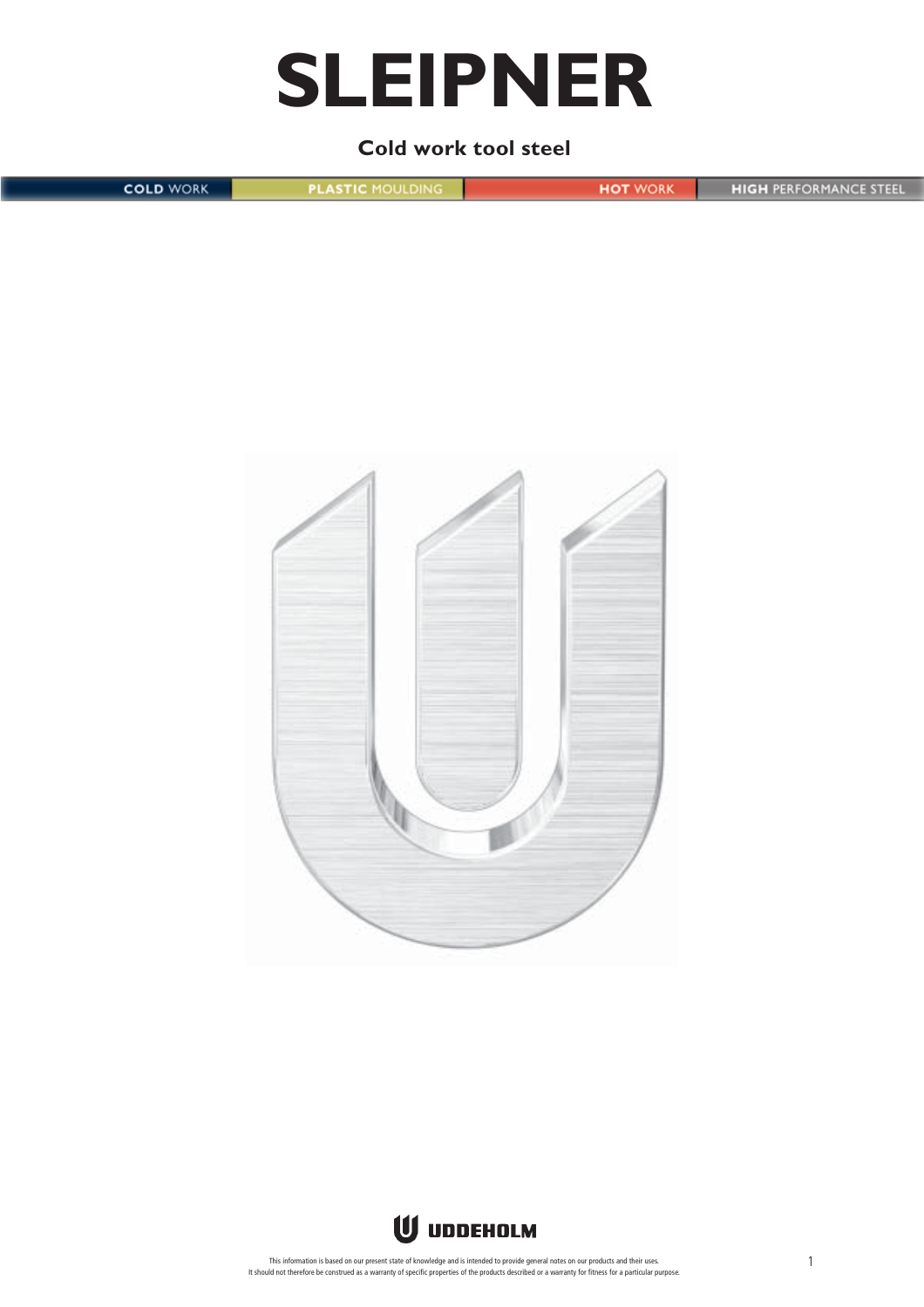# SLEIPNER

**Cold work tool steel**

COLD WORK | PLASTIC MOULDING | HOT WORK | HIGH PERFORMANCE STEEL

UDDEHOLM

This information is based on our present state of knowledge and is intended to provide general notes on our products and their uses. It should not therefore be construed as a warranty of specific properties of the products described or a warranty for fitness for a particular purpose.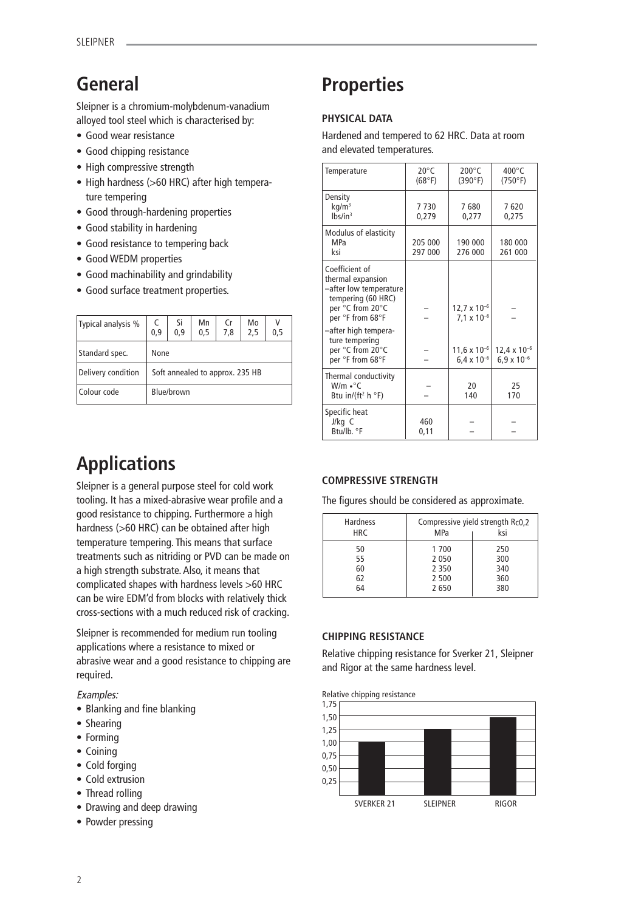# General

Sleipner is a chromium-molybdenum-vanadium alloyed tool steel which is characterised by:

- Good wear resistance
- Good chipping resistance
- High compressive strength
- High hardness (>60 HRC) after high temperature tempering
- Good through-hardening properties
- Good stability in hardening
- Good resistance to tempering back
- Good WEDM properties
- Good machinability and grindability
- Good surface treatment properties.

| Typical analysis % | C 0,9 | Si 0,9 | Mn 0,5 | Cr 7,8 | Mo 2,5 | V 0,5 |
|---|---|---|---|---|---|---|
| Standard spec. | None | | | | | |
| Delivery condition | Soft annealed to approx. 235 HB | | | | | |
| Colour code | Blue/brown | | | | | |

# Applications

Sleipner is a general purpose steel for cold work tooling. It has a mixed-abrasive wear profile and a good resistance to chipping. Furthermore a high hardness (>60 HRC) can be obtained after high temperature tempering. This means that surface treatments such as nitriding or PVD can be made on a high strength substrate. Also, it means that complicated shapes with hardness levels >60 HRC can be wire EDM'd from blocks with relatively thick cross-sections with a much reduced risk of cracking.

Sleipner is recommended for medium run tooling applications where a resistance to mixed or abrasive wear and a good resistance to chipping are required.

*Examples:*

- Blanking and fine blanking
- Shearing
- Forming
- Coining
- Cold forging
- Cold extrusion
- Thread rolling
- Drawing and deep drawing
- Powder pressing

# Properties

### PHYSICAL DATA

Hardened and tempered to 62 HRC. Data at room and elevated temperatures.

| Temperature | 20°C (68°F) | 200°C (390°F) | 400°C (750°F) |
|---|---|---|---|
| Density | | | |
| kg/m³ | 7 730 | 7 680 | 7 620 |
| lbs/in³ | 0,279 | 0,277 | 0,275 |
| Modulus of elasticity | | | |
| MPa | 205 000 | 190 000 | 180 000 |
| ksi | 297 000 | 276 000 | 261 000 |
| Coefficient of thermal expansion –after low temperature tempering (60 HRC) | | | |
| per °C from 20°C | – | $12,7 \times 10^{-6}$ | – |
| per °F from 68°F | – | $7,1 \times 10^{-6}$ | – |
| –after high temperature tempering | | | |
| per °C from 20°C | – | $11,6 \times 10^{-6}$ | $12,4 \times 10^{-6}$ |
| per °F from 68°F | – | $6,4 \times 10^{-6}$ | $6,9 \times 10^{-6}$ |
| Thermal conductivity | | | |
| W/m •°C | – | 20 | 25 |
| Btu in/(ft² h °F) | – | 140 | 170 |
| Specific heat | | | |
| J/kg C | 460 | – | – |
| Btu/lb. °F | 0,11 | – | – |

### COMPRESSIVE STRENGTH

The figures should be considered as approximate.

| Hardness | Compressive yield strength $R_{c0,2}$ | |
|---|---|---|
| HRC | MPa | ksi |
| 50 | 1 700 | 250 |
| 55 | 2 050 | 300 |
| 60 | 2 350 | 340 |
| 62 | 2 500 | 360 |
| 64 | 2 650 | 380 |

### CHIPPING RESISTANCE

Relative chipping resistance for Sverker 21, Sleipner and Rigor at the same hardness level.

Relative chipping resistance

| | SVERKER 21 | SLEIPNER | RIGOR |
|---|---|---|---|
| Relative chipping resistance (approx.) | 1,00 | 1,25 | 1,50 |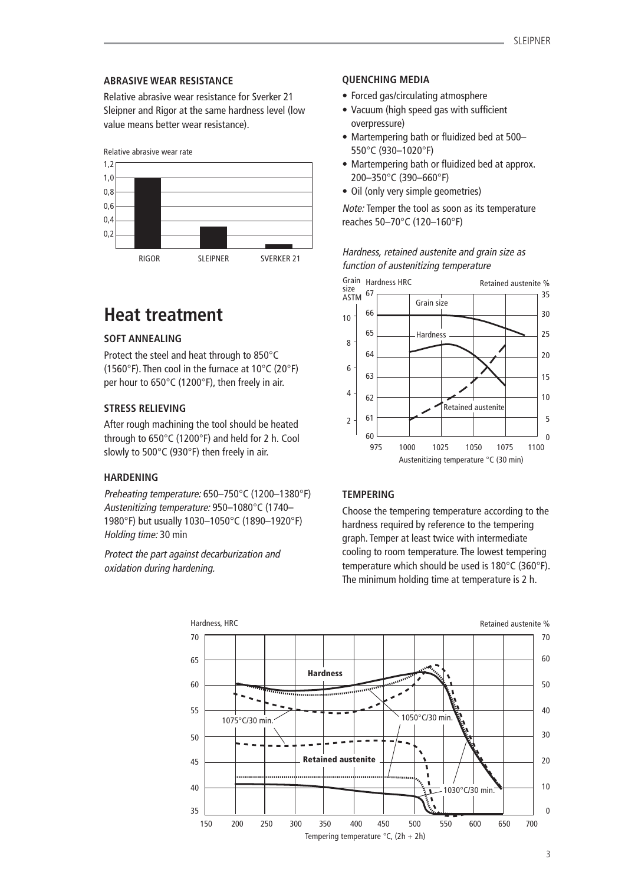### ABRASIVE WEAR RESISTANCE

Relative abrasive wear resistance for Sverker 21 Sleipner and Rigor at the same hardness level (low value means better wear resistance).

Relative abrasive wear rate

# Heat treatment

### SOFT ANNEALING

Protect the steel and heat through to 850°C (1560°F). Then cool in the furnace at 10°C (20°F) per hour to 650°C (1200°F), then freely in air.

### STRESS RELIEVING

After rough machining the tool should be heated through to 650°C (1200°F) and held for 2 h. Cool slowly to 500°C (930°F) then freely in air.

### HARDENING

*Preheating temperature:* 650–750°C (1200–1380°F)
*Austenitizing temperature:* 950–1080°C (1740–1980°F) but usually 1030–1050°C (1890–1920°F)
*Holding time:* 30 min

*Protect the part against decarburization and oxidation during hardening.*

### QUENCHING MEDIA

- Forced gas/circulating atmosphere
- Vacuum (high speed gas with sufficient overpressure)
- Martempering bath or fluidized bed at 500–550°C (930–1020°F)
- Martempering bath or fluidized bed at approx. 200–350°C (390–660°F)
- Oil (only very simple geometries)

*Note:* Temper the tool as soon as its temperature reaches 50–70°C (120–160°F)

*Hardness, retained austenite and grain size as function of austenitizing temperature*

### TEMPERING

Choose the tempering temperature according to the hardness required by reference to the tempering graph. Temper at least twice with intermediate cooling to room temperature. The lowest tempering temperature which should be used is 180°C (360°F). The minimum holding time at temperature is 2 h.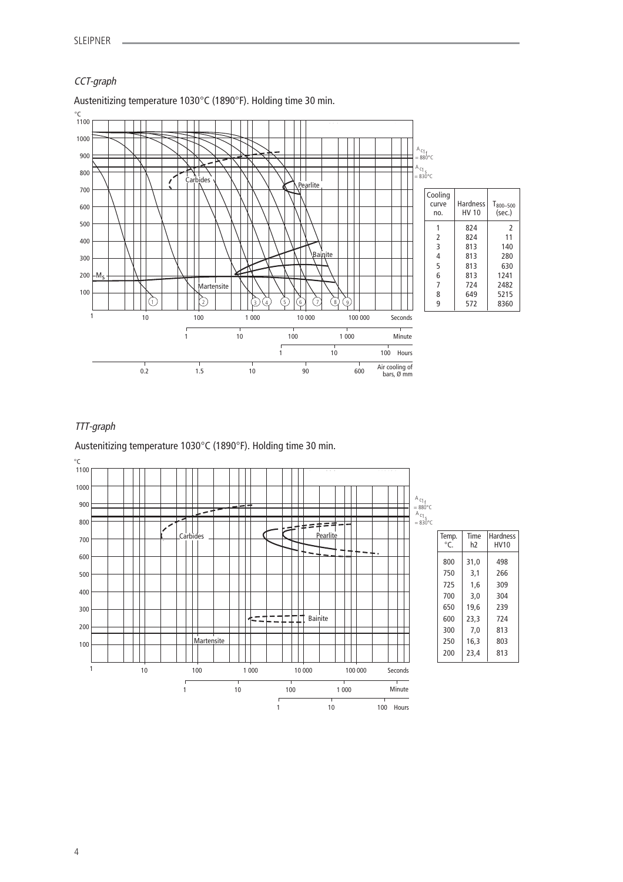## *CCT-graph*

Austenitizing temperature 1030°C (1890°F). Holding time 30 min.

| Cooling curve no. | Hardness HV 10 | $T_{800-500}$ (sec.) |
|---|---|---|
| 1 | 824 | 2 |
| 2 | 824 | 11 |
| 3 | 813 | 140 |
| 4 | 813 | 280 |
| 5 | 813 | 630 |
| 6 | 813 | 1241 |
| 7 | 724 | 2482 |
| 8 | 649 | 5215 |
| 9 | 572 | 8360 |

## *TTT-graph*

Austenitizing temperature 1030°C (1890°F). Holding time 30 min.

| Temp. °C. | Time h2 | Hardness HV10 |
|---|---|---|
| 800 | 31,0 | 498 |
| 750 | 3,1 | 266 |
| 725 | 1,6 | 309 |
| 700 | 3,0 | 304 |
| 650 | 19,6 | 239 |
| 600 | 23,3 | 724 |
| 300 | 7,0 | 813 |
| 250 | 16,3 | 803 |
| 200 | 23,4 | 813 |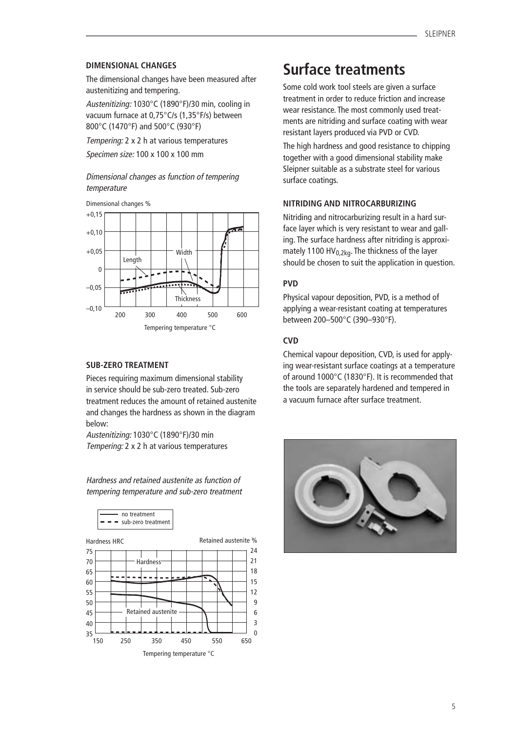### DIMENSIONAL CHANGES

The dimensional changes have been measured after austenitizing and tempering.

*Austenitizing:* 1030°C (1890°F)/30 min, cooling in vacuum furnace at 0,75°C/s (1,35°F/s) between 800°C (1470°F) and 500°C (930°F)

*Tempering:* 2 x 2 h at various temperatures

*Specimen size:* 100 x 100 x 100 mm

*Dimensional changes as function of tempering temperature*

### SUB-ZERO TREATMENT

Pieces requiring maximum dimensional stability in service should be sub-zero treated. Sub-zero treatment reduces the amount of retained austenite and changes the hardness as shown in the diagram below:

*Austenitizing:* 1030°C (1890°F)/30 min
*Tempering:* 2 x 2 h at various temperatures

*Hardness and retained austenite as function of tempering temperature and sub-zero treatment*

# Surface treatments

Some cold work tool steels are given a surface treatment in order to reduce friction and increase wear resistance. The most commonly used treatments are nitriding and surface coating with wear resistant layers produced via PVD or CVD.

The high hardness and good resistance to chipping together with a good dimensional stability make Sleipner suitable as a substrate steel for various surface coatings.

### NITRIDING AND NITROCARBURIZING

Nitriding and nitrocarburizing result in a hard surface layer which is very resistant to wear and galling. The surface hardness after nitriding is approximately 1100 $HV_{0,2kg}$. The thickness of the layer should be chosen to suit the application in question.

### PVD

Physical vapour deposition, PVD, is a method of applying a wear-resistant coating at temperatures between 200–500°C (390–930°F).

### CVD

Chemical vapour deposition, CVD, is used for applying wear-resistant surface coatings at a temperature of around 1000°C (1830°F). It is recommended that the tools are separately hardened and tempered in a vacuum furnace after surface treatment.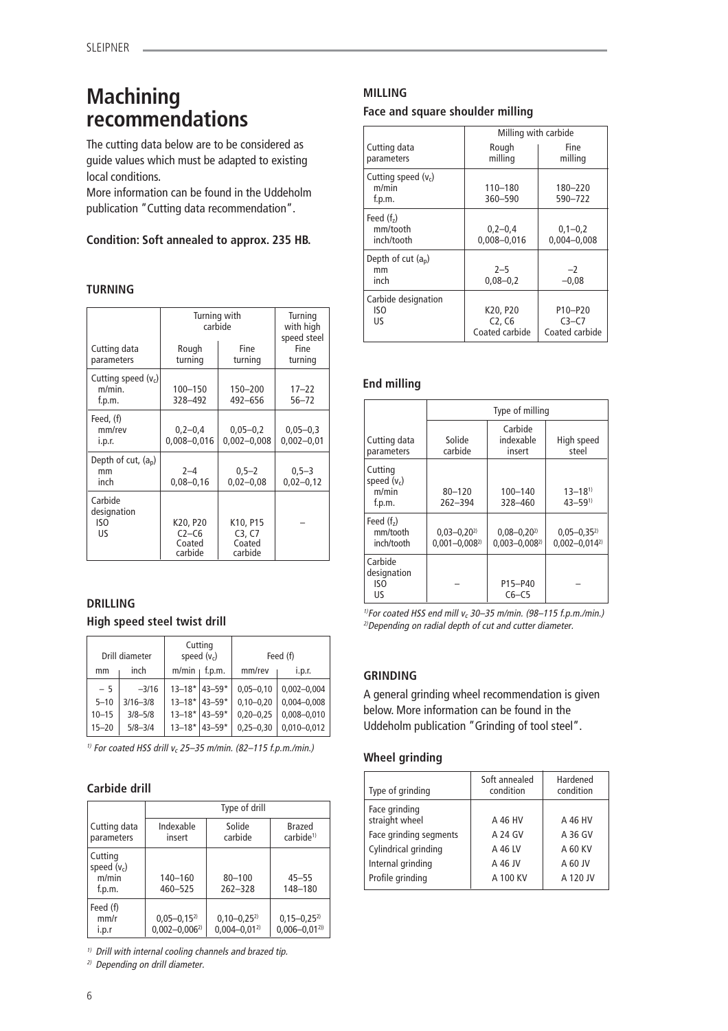# Machining recommendations

The cutting data below are to be considered as guide values which must be adapted to existing local conditions.

More information can be found in the Uddeholm publication "Cutting data recommendation".

**Condition: Soft annealed to approx. 235 HB.**

### TURNING

| Cutting data parameters | Turning with carbide: Rough turning | Turning with carbide: Fine turning | Turning with high speed steel: Fine turning |
|---|---|---|---|
| Cutting speed ($v_c$) m/min. / f.p.m. | 100–150 / 328–492 | 150–200 / 492–656 | 17–22 / 56–72 |
| Feed, (f) mm/rev / i.p.r. | 0,2–0,4 / 0,008–0,016 | 0,05–0,2 / 0,002–0,008 | 0,05–0,3 / 0,002–0,01 |
| Depth of cut, ($a_p$) mm / inch | 2–4 / 0,08–0,16 | 0,5–2 / 0,02–0,08 | 0,5–3 / 0,02–0,12 |
| Carbide designation ISO / US | K20, P20 / C2–C6 Coated carbide | K10, P15 / C3, C7 Coated carbide | – |

### DRILLING

#### High speed steel twist drill

| Drill diameter mm | Drill diameter inch | Cutting speed ($v_c$) m/min | Cutting speed ($v_c$) f.p.m. | Feed (f) mm/rev | Feed (f) i.p.r. |
|---|---|---|---|---|---|
| – 5 | –3/16 | 13–18* | 43–59* | 0,05–0,10 | 0,002–0,004 |
| 5–10 | 3/16–3/8 | 13–18* | 43–59* | 0,10–0,20 | 0,004–0,008 |
| 10–15 | 3/8–5/8 | 13–18* | 43–59* | 0,20–0,25 | 0,008–0,010 |
| 15–20 | 5/8–3/4 | 13–18* | 43–59* | 0,25–0,30 | 0,010–0,012 |

*[1] For coated HSS drill $v_c$ 25–35 m/min. (82–115 f.p.m./min.)*

#### Carbide drill

| Cutting data parameters | Type of drill: Indexable insert | Type of drill: Solide carbide | Type of drill: Brazed carbide[1] |
|---|---|---|---|
| Cutting speed ($v_c$) m/min / f.p.m. | 140–160 / 460–525 | 80–100 / 262–328 | 45–55 / 148–180 |
| Feed (f) mm/r / i.p.r | 0,05–0,15[2] / 0,002–0,006[2] | 0,10–0,25[2] / 0,004–0,01[2] | 0,15–0,25[2] / 0,006–0,01[2] |

*[1] Drill with internal cooling channels and brazed tip.*
*[2] Depending on drill diameter.*

### MILLING

#### Face and square shoulder milling

| Cutting data parameters | Milling with carbide: Rough milling | Milling with carbide: Fine milling |
|---|---|---|
| Cutting speed ($v_c$) m/min / f.p.m. | 110–180 / 360–590 | 180–220 / 590–722 |
| Feed ($f_z$) mm/tooth / inch/tooth | 0,2–0,4 / 0,008–0,016 | 0,1–0,2 / 0,004–0,008 |
| Depth of cut ($a_p$) mm / inch | 2–5 / 0,08–0,2 | –2 / –0,08 |
| Carbide designation ISO / US | K20, P20 / C2, C6 Coated carbide | P10–P20 / C3–C7 Coated carbide |

#### End milling

| Cutting data parameters | Type of milling: Solide carbide | Type of milling: Carbide indexable insert | Type of milling: High speed steel |
|---|---|---|---|
| Cutting speed ($v_c$) m/min / f.p.m. | 80–120 / 262–394 | 100–140 / 328–460 | 13–18[1] / 43–59[1] |
| Feed ($f_z$) mm/tooth / inch/tooth | 0,03–0,20[2] / 0,001–0,008[2] | 0,08–0,20[2] / 0,003–0,008[2] | 0,05–0,35[2] / 0,002–0,014[2] |
| Carbide designation ISO / US | – | P15–P40 / C6–C5 | – |

*[1] For coated HSS end mill $v_c$ 30–35 m/min. (98–115 f.p.m./min.)*
*[2] Depending on radial depth of cut and cutter diameter.*

### GRINDING

A general grinding wheel recommendation is given below. More information can be found in the Uddeholm publication "Grinding of tool steel".

#### Wheel grinding

| Type of grinding | Soft annealed condition | Hardened condition |
|---|---|---|
| Face grinding straight wheel | A 46 HV | A 46 HV |
| Face grinding segments | A 24 GV | A 36 GV |
| Cylindrical grinding | A 46 LV | A 60 KV |
| Internal grinding | A 46 JV | A 60 JV |
| Profile grinding | A 100 KV | A 120 JV |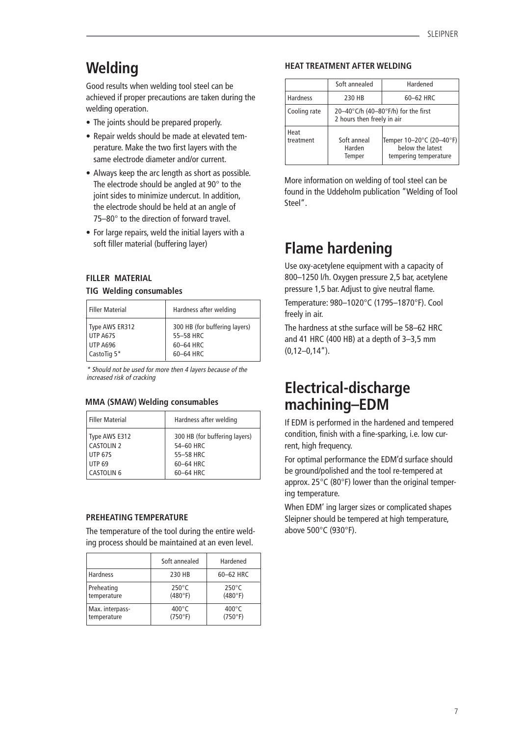# Welding

Good results when welding tool steel can be achieved if proper precautions are taken during the welding operation.

- The joints should be prepared properly.
- Repair welds should be made at elevated temperature. Make the two first layers with the same electrode diameter and/or current.
- Always keep the arc length as short as possible. The electrode should be angled at 90° to the joint sides to minimize undercut. In addition, the electrode should be held at an angle of 75–80° to the direction of forward travel.
- For large repairs, weld the initial layers with a soft filler material (buffering layer)

### FILLER MATERIAL

#### TIG Welding consumables

| Filler Material | Hardness after welding |
|---|---|
| Type AWS ER312 | 300 HB (for buffering layers) |
| UTP A67S | 55–58 HRC |
| UTP A696 | 60–64 HRC |
| CastoTig 5* | 60–64 HRC |

*\* Should not be used for more then 4 layers because of the increased risk of cracking*

#### MMA (SMAW) Welding consumables

| Filler Material | Hardness after welding |
|---|---|
| Type AWS E312 | 300 HB (for buffering layers) |
| CASTOLIN 2 | 54–60 HRC |
| UTP 67S | 55–58 HRC |
| UTP 69 | 60–64 HRC |
| CASTOLIN 6 | 60–64 HRC |

### PREHEATING TEMPERATURE

The temperature of the tool during the entire welding process should be maintained at an even level.

| | Soft annealed | Hardened |
|---|---|---|
| Hardness | 230 HB | 60–62 HRC |
| Preheating temperature | 250°C (480°F) | 250°C (480°F) |
| Max. interpass-temperature | 400°C (750°F) | 400°C (750°F) |

### HEAT TREATMENT AFTER WELDING

| | Soft annealed | Hardened |
|---|---|---|
| Hardness | 230 HB | 60–62 HRC |
| Cooling rate | 20–40°C/h (40–80°F/h) for the first 2 hours then freely in air | |
| Heat treatment | Soft anneal Harden Temper | Temper 10–20°C (20–40°F) below the latest tempering temperature |

More information on welding of tool steel can be found in the Uddeholm publication "Welding of Tool Steel".

# Flame hardening

Use oxy-acetylene equipment with a capacity of 800–1250 l/h. Oxygen pressure 2,5 bar, acetylene pressure 1,5 bar. Adjust to give neutral flame.

Temperature: 980–1020°C (1795–1870°F). Cool freely in air.

The hardness at sthe surface will be 58–62 HRC and 41 HRC (400 HB) at a depth of 3–3,5 mm (0,12–0,14").

# Electrical-discharge machining–EDM

If EDM is performed in the hardened and tempered condition, finish with a fine-sparking, i.e. low current, high frequency.

For optimal performance the EDM'd surface should be ground/polished and the tool re-tempered at approx. 25°C (80°F) lower than the original tempering temperature.

When EDM' ing larger sizes or complicated shapes Sleipner should be tempered at high temperature, above 500°C (930°F).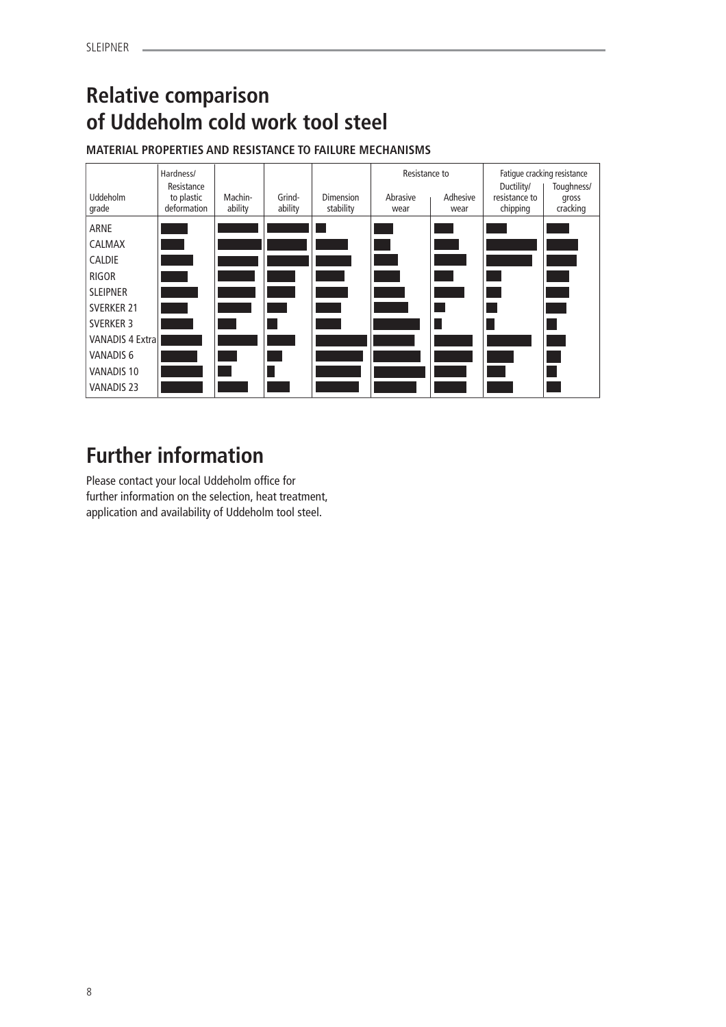# Relative comparison of Uddeholm cold work tool steel

**MATERIAL PROPERTIES AND RESISTANCE TO FAILURE MECHANISMS**

| Uddeholm grade | Hardness/ Resistance to plastic deformation | Machin-ability | Grind-ability | Dimension stability | Resistance to Abrasive wear | Resistance to Adhesive wear | Fatigue cracking resistance Ductility/ resistance to chipping | Fatigue cracking resistance Toughness/ gross cracking |
|---|---|---|---|---|---|---|---|---|
| ARNE | | | | | | | | |
| CALMAX | | | | | | | | |
| CALDIE | | | | | | | | |
| RIGOR | | | | | | | | |
| SLEIPNER | | | | | | | | |
| SVERKER 21 | | | | | | | | |
| SVERKER 3 | | | | | | | | |
| VANADIS 4 Extra | | | | | | | | |
| VANADIS 6 | | | | | | | | |
| VANADIS 10 | | | | | | | | |
| VANADIS 23 | | | | | | | | |

# Further information

Please contact your local Uddeholm office for further information on the selection, heat treatment, application and availability of Uddeholm tool steel.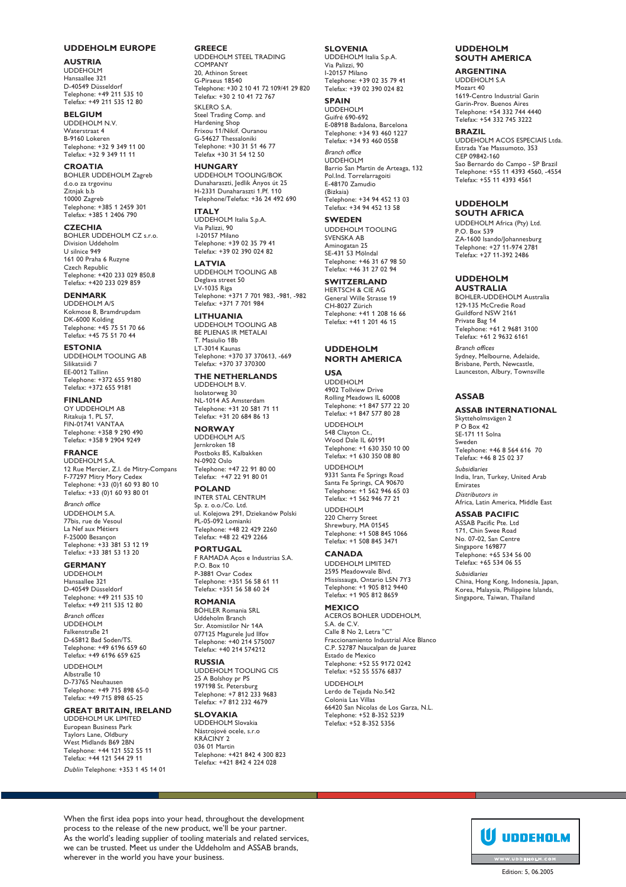## UDDEHOLM EUROPE

### AUSTRIA
UDDEHOLM
Hansaallee 321
D-40549 Düsseldorf
Telephone: +49 211 535 10
Telefax: +49 211 535 12 80

### BELGIUM
UDDEHOLM N.V.
Waterstraat 4
B-9160 Lokeren
Telephone: +32 9 349 11 00
Telefax: +32 9 349 11 11

### CROATIA
BOHLER UDDEHOLM Zagreb
d.o.o za trgovinu
Zitnjak b.b
10000 Zagreb
Telephone: +385 1 2459 301
Telefax: +385 1 2406 790

### CZECHIA
BOHLER UDDEHOLM CZ s.r.o.
Division Uddeholm
U silnice 949
161 00 Praha 6 Ruzyne
Czech Republic
Telephone: +420 233 029 850,8
Telefax: +420 233 029 859

### DENMARK
UDDEHOLM A/S
Kokmose 8, Bramdrupdam
DK-6000 Kolding
Telephone: +45 75 51 70 66
Telefax: +45 75 51 70 44

### ESTONIA
UDDEHOLM TOOLING AB
Silikatsiidi 7
EE-0012 Tallinn
Telephone: +372 655 9180
Telefax: +372 655 9181

### FINLAND
OY UDDEHOLM AB
Ritakuja 1, PL 57,
FIN-01741 VANTAA
Telephone: +358 9 290 490
Telefax: +358 9 2904 9249

### FRANCE
UDDEHOLM S.A.
12 Rue Mercier, Z.I. de Mitry-Compans
F-77297 Mitry Mory Cedex
Telephone: +33 (0)1 60 93 80 10
Telefax: +33 (0)1 60 93 80 01

*Branch office*
UDDEHOLM S.A.
77bis, rue de Vesoul
La Nef aux Métiers
F-25000 Besançon
Telephone: +33 381 53 12 19
Telefax: +33 381 53 13 20

### GERMANY
UDDEHOLM
Hansaallee 321
D-40549 Düsseldorf
Telephone: +49 211 535 10
Telefax: +49 211 535 12 80

*Branch offices*
UDDEHOLM
Falkenstraße 21
D-65812 Bad Soden/TS.
Telephone: +49 6196 659 60
Telefax: +49 6196 659 625

UDDEHOLM
Albstraße 10
D-73765 Neuhausen
Telephone: +49 715 898 65-0
Telefax: +49 715 898 65-25

### GREAT BRITAIN, IRELAND
UDDEHOLM UK LIMITED
European Business Park
Taylors Lane, Oldbury
West Midlands B69 2BN
Telephone: +44 121 552 55 11
Telefax: +44 121 544 29 11

*Dublin* Telephone: +353 1 45 14 01

### GREECE
UDDEHOLM STEEL TRADING COMPANY
20, Athinon Street
G-Piraeus 18540
Telephone: +30 2 10 41 72 109/41 29 820
Telefax: +30 2 10 41 72 767

SKLERO S.A.
Steel Trading Comp. and Hardening Shop
Frixou 11/Nikif. Ouranou
G-54627 Thessaloniki
Telephone: +30 31 51 46 77
Telefax +30 31 54 12 50

### HUNGARY
UDDEHOLM TOOLING/BOK
Dunaharaszti, Jedlik Ányos út 25
H-2331 Dunaharaszti 1.Pf. 110
Telephone/Telefax: +36 24 492 690

### ITALY
UDDEHOLM Italia S.p.A.
Via Palizzi, 90
I-20157 Milano
Telephone: +39 02 35 79 41
Telefax: +39 02 390 024 82

### LATVIA
UDDEHOLM TOOLING AB
Deglava street 50
LV-1035 Riga
Telephone: +371 7 701 983, -981, -982
Telefax: +371 7 701 984

### LITHUANIA
UDDEHOLM TOOLING AB
BE PLIENAS IR METALAI
T. Masiulio 18b
LT-3014 Kaunas
Telephone: +370 37 370613, -669
Telefax: +370 37 370300

### THE NETHERLANDS
UDDEHOLM B.V.
Isolatorweg 30
NL-1014 AS Amsterdam
Telephone: +31 20 581 71 11
Telefax: +31 20 684 86 13

### NORWAY
UDDEHOLM A/S
Jernkroken 18
Postboks 85, Kalbakken
N-0902 Oslo
Telephone: +47 22 91 80 00
Telefax: +47 22 91 80 01

### POLAND
INTER STAL CENTRUM
Sp. z. o.o./Co. Ltd.
ul. Kolejowa 291, Dziekanów Polski
PL-05-092 Lomianki
Telephone: +48 22 429 2260
Telefax: +48 22 429 2266

### PORTUGAL
F RAMADA Aços e Industrias S.A.
P.O. Box 10
P-3881 Ovar Codex
Telephone: +351 56 58 61 11
Telefax: +351 56 58 60 24

### ROMANIA
BÖHLER Romania SRL
Uddeholm Branch
Str. Atomistilor Nr 14A
077125 Magurele Jud Ilfov
Telephone: +40 214 575007
Telefax: +40 214 574212

### RUSSIA
UDDEHOLM TOOLING CIS
25 A Bolshoy pr PS
197198 St. Petersburg
Telephone: +7 812 233 9683
Telefax: +7 812 232 4679

### SLOVAKIA
UDDEHOLM Slovakia
Nástrojové ocele, s.r.o
KRÁCINY 2
036 01 Martin
Telephone: +421 842 4 300 823
Telefax: +421 842 4 224 028

### SLOVENIA
UDDEHOLM Italia S.p.A.
Via Palizzi, 90
I-20157 Milano
Telephone: +39 02 35 79 41
Telefax: +39 02 390 024 82

### SPAIN
UDDEHOLM
Guifré 690-692
E-08918 Badalona, Barcelona
Telephone: +34 93 460 1227
Telefax: +34 93 460 0558

*Branch office*
UDDEHOLM
Barrio San Martin de Arteaga, 132
Pol.Ind. Torrelarragoiti
E-48170 Zamudio
(Bizkaia)
Telephone: +34 94 452 13 03
Telefax: +34 94 452 13 58

### SWEDEN
UDDEHOLM TOOLING
SVENSKA AB
Aminogatan 25
SE-431 53 Mölndal
Telephone: +46 31 67 98 50
Telefax: +46 31 27 02 94

### SWITZERLAND
HERTSCH & CIE AG
General Wille Strasse 19
CH-8027 Zürich
Telephone: +41 1 208 16 66
Telefax: +41 1 201 46 15

## UDDEHOLM NORTH AMERICA

### USA
UDDEHOLM
4902 Tollview Drive
Rolling Meadows IL 60008
Telephone: +1 847 577 22 20
Telefax: +1 847 577 80 28

UDDEHOLM
548 Clayton Ct.,
Wood Dale IL 60191
Telephone: +1 630 350 10 00
Telefax: +1 630 350 08 80

UDDEHOLM
9331 Santa Fe Springs Road
Santa Fe Springs, CA 90670
Telephone: +1 562 946 65 03
Telefax: +1 562 946 77 21

UDDEHOLM
220 Cherry Street
Shrewbury, MA 01545
Telephone: +1 508 845 1066
Telefax: +1 508 845 3471

### CANADA
UDDEHOLM LIMITED
2595 Meadowvale Blvd.
Mississauga, Ontario L5N 7Y3
Telephone: +1 905 812 9440
Telefax: +1 905 812 8659

### MEXICO
ACEROS BOHLER UDDEHOLM, S.A. de C.V.
Calle 8 No 2, Letra "C"
Fraccionamiento Industrial Alce Blanco
C.P. 52787 Naucalpan de Juarez
Estado de Mexico
Telephone: +52 55 9172 0242
Telefax: +52 55 5576 6837

UDDEHOLM
Lerdo de Tejada No.542
Colonia Las Villas
66420 San Nicolas de Los Garza, N.L.
Telephone: +52 8-352 5239
Telefax: +52 8-352 5356

## UDDEHOLM SOUTH AMERICA

### ARGENTINA
UDDEHOLM S.A
Mozart 40
1619-Centro Industrial Garin
Garin-Prov. Buenos Aires
Telephone: +54 332 744 4440
Telefax: +54 332 745 3222

### BRAZIL
UDDEHOLM ACOS ESPECIAIS Ltda.
Estrada Yae Massumoto, 353
CEP 09842-160
Sao Bernardo do Campo - SP Brazil
Telephone: +55 11 4393 4560, -4554
Telefax: +55 11 4393 4561

## UDDEHOLM SOUTH AFRICA
UDDEHOLM Africa (Pty) Ltd.
P.O. Box 539
ZA-1600 Isando/Johannesburg
Telephone: +27 11-974 2781
Telefax: +27 11-392 2486

## UDDEHOLM AUSTRALIA
BOHLER-UDDEHOLM Australia
129-135 McCredie Road
Guildford NSW 2161
Private Bag 14
Telephone: +61 2 9681 3100
Telefax: +61 2 9632 6161

*Branch offices*
Sydney, Melbourne, Adelaide, Brisbane, Perth, Newcastle, Launceston, Albury, Townsville

## ASSAB

### ASSAB INTERNATIONAL
Skytteholmsvägen 2
P O Box 42
SE-171 11 Solna
Sweden
Telephone: +46 8 564 616 70
Telefax: +46 8 25 02 37

*Subsidiaries*
India, Iran, Turkey, United Arab Emirates

*Distributors in*
Africa, Latin America, Middle East

### ASSAB PACIFIC
ASSAB Pacific Pte. Ltd
171, Chin Swee Road
No. 07-02, San Centre
Singapore 169877
Telephone: +65 534 56 00
Telefax: +65 534 06 55

*Subsidiaries*
China, Hong Kong, Indonesia, Japan, Korea, Malaysia, Philippine Islands, Singapore, Taiwan, Thailand

When the first idea pops into your head, throughout the development process to the release of the new product, we'll be your partner. As the world's leading supplier of tooling materials and related services, we can be trusted. Meet us under the Uddeholm and ASSAB brands, wherever in the world you have your business.

UDDEHOLM
WWW.UDDEHOLM.COM

Edition: 5, 06.2005